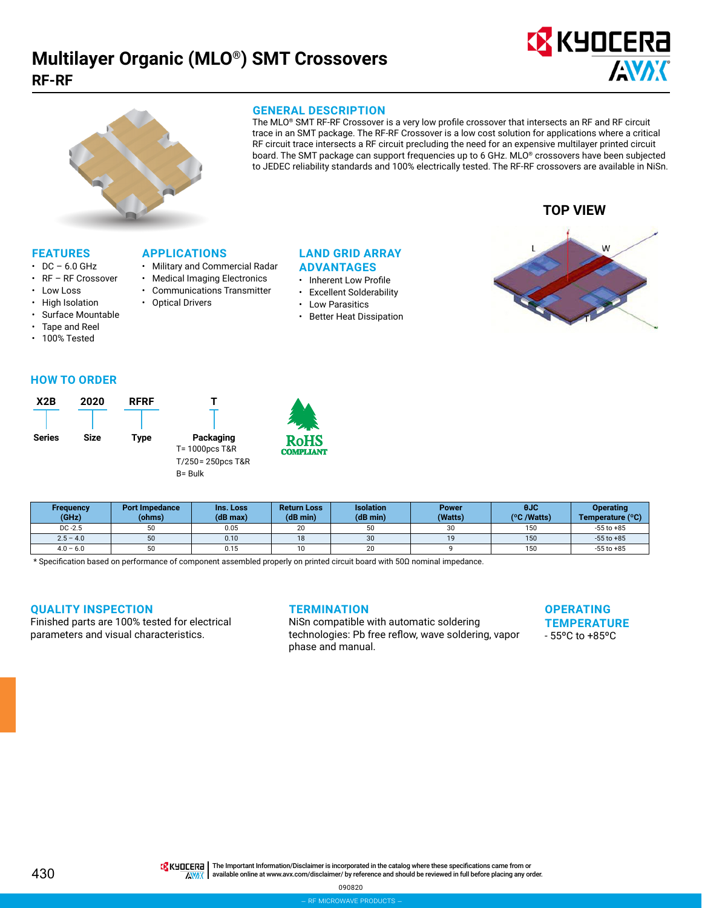# Multilayer Organic (MLO®) SMT Crossovers

## RF-RF

## GENERAL DESCRIPTION

The MLO® SMT RF-RF Crossover is a very low profile crossover that intersects an RF and RF circuit trace in an SMT package. The RF-RF Crossover is a low cost solution for applications where a critical RF circuit trace intersects a RF circuit precluding the need for an expensive multilayer printed circuit board. The SMT package can support frequencies up to 6 GHz. MLO® crossovers have been subjected to JEDEC reliability standards and 100% electrically tested. The RF-RF crossovers are available in NiSn.

**TOP VIEW**

## FEATURES

- DC – 6.0 GHz
- RF – RF Crossover
- Low Loss
- High Isolation
- Surface Mountable
- Tape and Reel
- 100% Tested

## APPLICATIONS

- Military and Commercial Radar
- Medical Imaging Electronics
- Communications Transmitter
- Optical Drivers

## LAND GRID ARRAY ADVANTAGES

- Inherent Low Profile
- Excellent Solderability
- Low Parasitics
- Better Heat Dissipation

## HOW TO ORDER

| X2B | 2020 | RFRF | T |
|---|---|---|---|
| Series | Size | Type | Packaging |

Packaging:
T= 1000pcs T&R
T/250= 250pcs T&R
B= Bulk

RoHS COMPLIANT

| Frequency (GHz) | Port Impedance (ohms) | Ins. Loss (dB max) | Return Loss (dB min) | Isolation (dB min) | Power (Watts) | θJC (ºC /Watts) | Operating Temperature (ºC) |
|---|---|---|---|---|---|---|---|
| DC -2.5 | 50 | 0.05 | 20 | 50 | 30 | 150 | -55 to +85 |
| 2.5 – 4.0 | 50 | 0.10 | 18 | 30 | 19 | 150 | -55 to +85 |
| 4.0 – 6.0 | 50 | 0.15 | 10 | 20 | 9 | 150 | -55 to +85 |

* Specification based on performance of component assembled properly on printed circuit board with 50Ω nominal impedance.

## QUALITY INSPECTION

Finished parts are 100% tested for electrical parameters and visual characteristics.

## TERMINATION

NiSn compatible with automatic soldering technologies: Pb free reflow, wave soldering, vapor phase and manual.

## OPERATING TEMPERATURE

- 55ºC to +85ºC

The Important Information/Disclaimer is incorporated in the catalog where these specifications came from or available online at www.avx.com/disclaimer/ by reference and should be reviewed in full before placing any order.

090820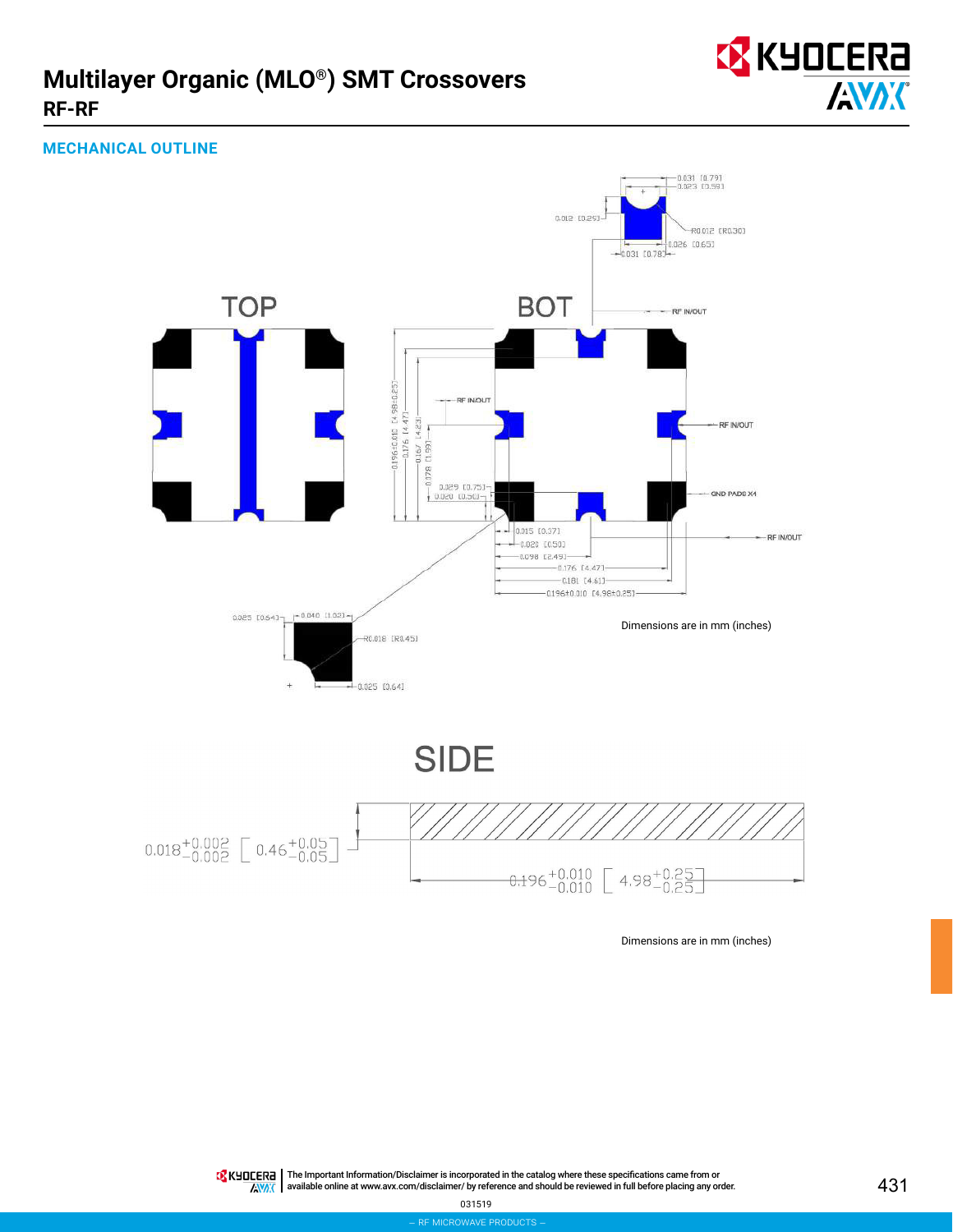# Multilayer Organic (MLO®) SMT Crossovers

## RF-RF

### MECHANICAL OUTLINE

TOP

BOT

0.031 [0.79]
0.023 [0.59]

0.012 [0.25]

R0.012 [R0.30]

0.026 [0.65]

0.031 [0.78]

RF IN/OUT

0.196±0.010 [4.98±0.25]

0.176 [4.47]

0.167 [4.23]

0.078 [1.99]

RF IN/OUT

RF IN/OUT

0.029 [0.75]

0.020 [0.50]

GND PADS X4

0.015 [0.37]

0.020 [0.50]

0.098 [2.49]

0.176 [4.47]

0.181 [4.61]

0.196±0.010 [4.98±0.25]

RF IN/OUT

0.025 [0.64]

0.040 [1.02]

R0.018 [R0.45]

0.025 [0.64]

Dimensions are in mm (inches)

SIDE

$0.018^{+0.002}_{-0.002}$ [ $0.46^{+0.05}_{-0.05}$ ]

$0.196^{+0.010}_{-0.010}$ [ $4.98^{+0.25}_{-0.25}$ ]

Dimensions are in mm (inches)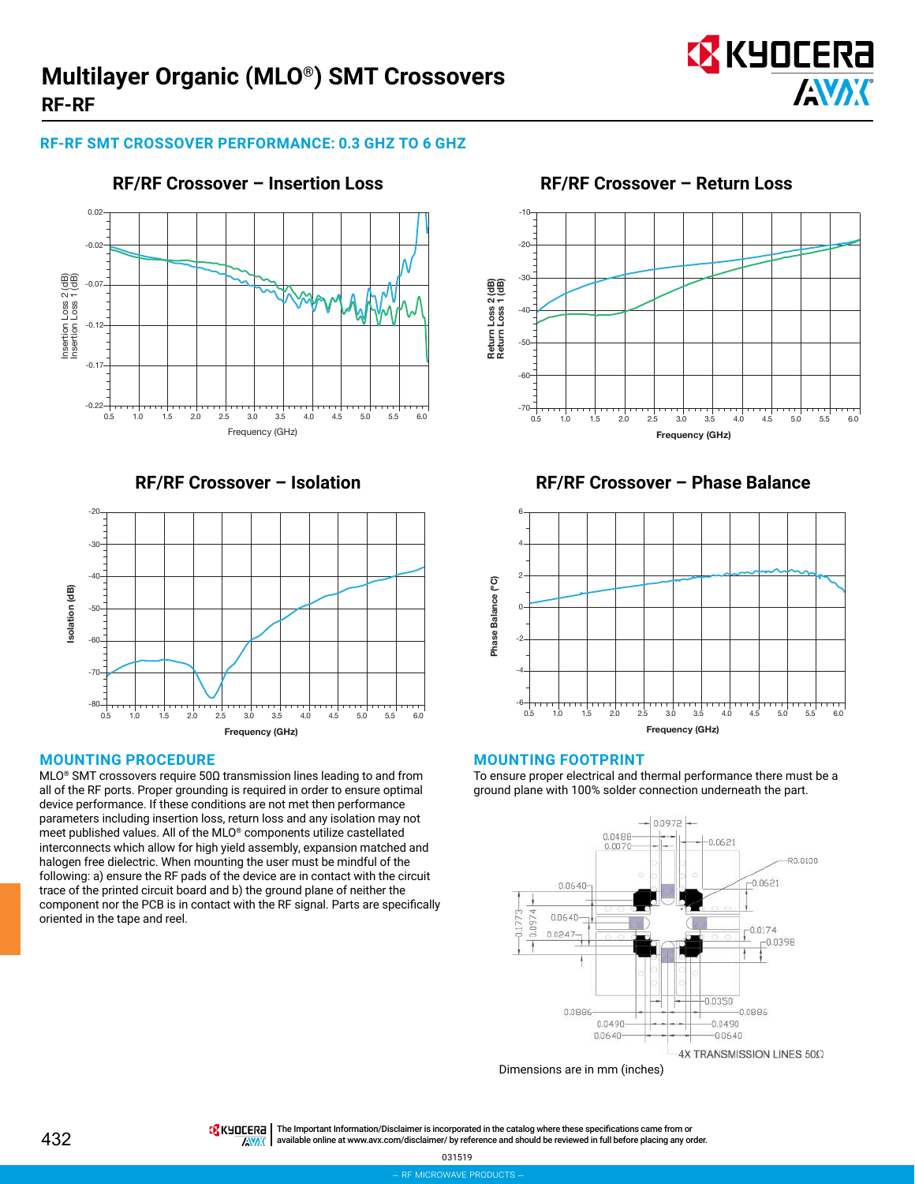# Multilayer Organic (MLO®) SMT Crossovers

## RF-RF

### RF-RF SMT CROSSOVER PERFORMANCE: 0.3 GHZ TO 6 GHZ

**RF/RF Crossover – Insertion Loss**

Insertion Loss 2 (dB)
Insertion Loss 1 (dB)

0.02
-0.02
-0.07
-0.12
-0.17
-0.22

0.5 1.0 1.5 2.0 2.5 3.0 3.5 4.0 4.5 5.0 5.5 6.0

Frequency (GHz)

**RF/RF Crossover – Return Loss**

Return Loss 2 (dB)
Return Loss 1 (dB)

-10
-20
-30
-40
-50
-60
-70

0.5 1.0 1.5 2.0 2.5 3.0 3.5 4.0 4.5 5.0 5.5 6.0

Frequency (GHz)

**RF/RF Crossover – Isolation**

Isolation (dB)

-20
-30
-40
-50
-60
-70
-80

0.5 1.0 1.5 2.0 2.5 3.0 3.5 4.0 4.5 5.0 5.5 6.0

Frequency (GHz)

**RF/RF Crossover – Phase Balance**

Phase Balance (°C)

6
4
2
0
-2
-4
-6

0.5 1.0 1.5 2.0 2.5 3.0 3.5 4.0 4.5 5.0 5.5 6.0

Frequency (GHz)

### MOUNTING PROCEDURE

MLO® SMT crossovers require 50Ω transmission lines leading to and from all of the RF ports. Proper grounding is required in order to ensure optimal device performance. If these conditions are not met then performance parameters including insertion loss, return loss and any isolation may not meet published values. All of the MLO® components utilize castellated interconnects which allow for high yield assembly, expansion matched and halogen free dielectric. When mounting the user must be mindful of the following: a) ensure the RF pads of the device are in contact with the circuit trace of the printed circuit board and b) the ground plane of neither the component nor the PCB is in contact with the RF signal. Parts are specifically oriented in the tape and reel.

### MOUNTING FOOTPRINT

To ensure proper electrical and thermal performance there must be a ground plane with 100% solder connection underneath the part.

0.0972
0.0488
0.0070
0.0621
R0.0100
0.0640
0.0621
0.1773
0.0974
0.0640
0.0174
0.0247
0.0398
0.0350
0.0886
0.0886
0.0490
0.0490
0.0640
0.0640

4X TRANSMISSION LINES 50Ω

Dimensions are in mm (inches)

The Important Information/Disclaimer is incorporated in the catalog where these specifications came from or available online at www.avx.com/disclaimer/ by reference and should be reviewed in full before placing any order.

031519